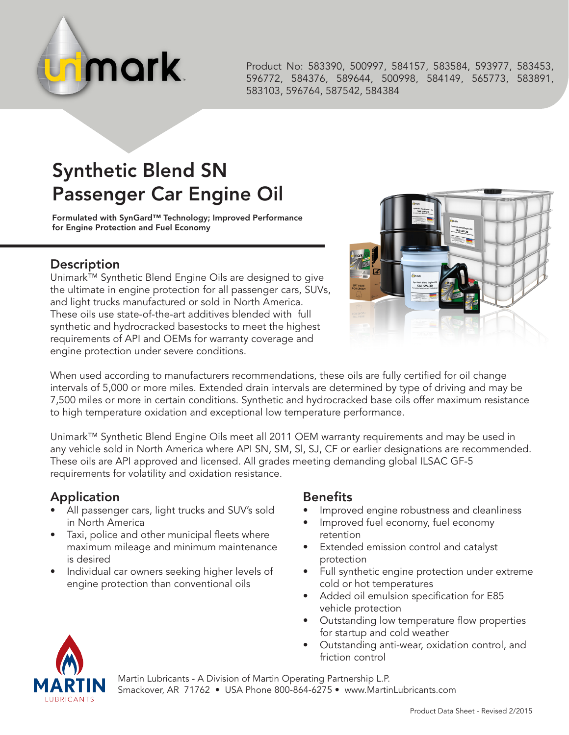Product No: 583390, 500997, 584157, 583584, 593977, 583453, 596772, 584376, 589644, 500998, 584149, 565773, 583891, 583103, 596764, 587542, 584384

# Synthetic Blend SN Passenger Car Engine Oil

**Formulated with SynGard™ Technology; Improved Performance for Engine Protection and Fuel Economy**

## Description

Unimark™ Synthetic Blend Engine Oils are designed to give the ultimate in engine protection for all passenger cars, SUVs, and light trucks manufactured or sold in North America. These oils use state-of-the-art additives blended with full synthetic and hydrocracked basestocks to meet the highest requirements of API and OEMs for warranty coverage and engine protection under severe conditions.

When used according to manufacturers recommendations, these oils are fully certified for oil change intervals of 5,000 or more miles. Extended drain intervals are determined by type of driving and may be 7,500 miles or more in certain conditions. Synthetic and hydrocracked base oils offer maximum resistance to high temperature oxidation and exceptional low temperature performance.

Unimark™ Synthetic Blend Engine Oils meet all 2011 OEM warranty requirements and may be used in any vehicle sold in North America where API SN, SM, SI, SJ, CF or earlier designations are recommended. These oils are API approved and licensed. All grades meeting demanding global ILSAC GF-5 requirements for volatility and oxidation resistance.

## Application

- All passenger cars, light trucks and SUV's sold in North America
- Taxi, police and other municipal fleets where maximum mileage and minimum maintenance is desired
- Individual car owners seeking higher levels of engine protection than conventional oils

## Benefits

- Improved engine robustness and cleanliness
- Improved fuel economy, fuel economy retention
- Extended emission control and catalyst protection
- Full synthetic engine protection under extreme cold or hot temperatures
- Added oil emulsion specification for E85 vehicle protection
- Outstanding low temperature flow properties for startup and cold weather
- Outstanding anti-wear, oxidation control, and friction control

Martin Lubricants - A Division of Martin Operating Partnership L.P.
Smackover, AR 71762 • USA Phone 800-864-6275 • www.MartinLubricants.com

Product Data Sheet - Revised 2/2015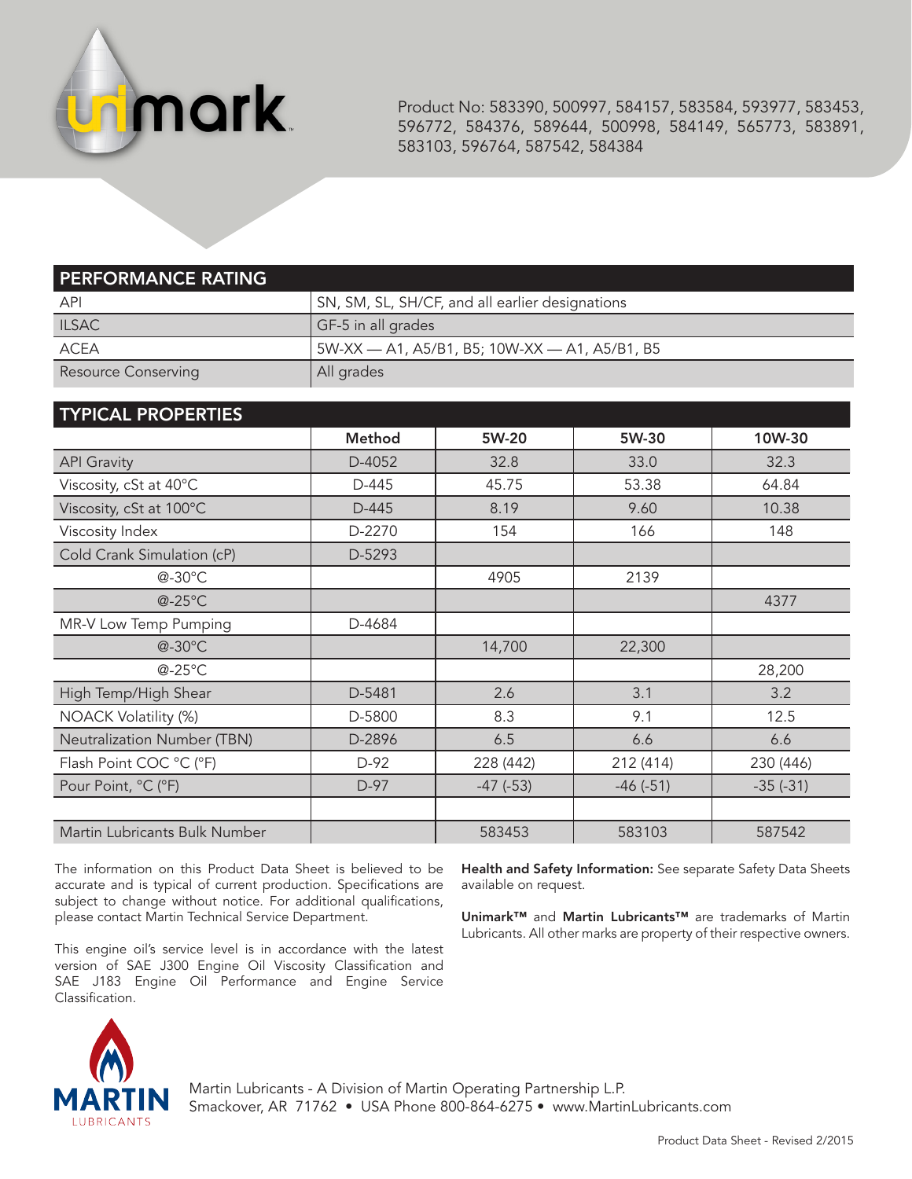unimark

Product No: 583390, 500997, 584157, 583584, 593977, 583453, 596772, 584376, 589644, 500998, 584149, 565773, 583891, 583103, 596764, 587542, 584384

## PERFORMANCE RATING

| | |
|---|---|
| API | SN, SM, SL, SH/CF, and all earlier designations |
| ILSAC | GF-5 in all grades |
| ACEA | 5W-XX — A1, A5/B1, B5; 10W-XX — A1, A5/B1, B5 |
| Resource Conserving | All grades |

## TYPICAL PROPERTIES

| | Method | 5W-20 | 5W-30 | 10W-30 |
|---|---|---|---|---|
| API Gravity | D-4052 | 32.8 | 33.0 | 32.3 |
| Viscosity, cSt at 40°C | D-445 | 45.75 | 53.38 | 64.84 |
| Viscosity, cSt at 100°C | D-445 | 8.19 | 9.60 | 10.38 |
| Viscosity Index | D-2270 | 154 | 166 | 148 |
| Cold Crank Simulation (cP) | D-5293 | | | |
| @-30°C | | 4905 | 2139 | |
| @-25°C | | | | 4377 |
| MR-V Low Temp Pumping | D-4684 | | | |
| @-30°C | | 14,700 | 22,300 | |
| @-25°C | | | | 28,200 |
| High Temp/High Shear | D-5481 | 2.6 | 3.1 | 3.2 |
| NOACK Volatility (%) | D-5800 | 8.3 | 9.1 | 12.5 |
| Neutralization Number (TBN) | D-2896 | 6.5 | 6.6 | 6.6 |
| Flash Point COC °C (°F) | D-92 | 228 (442) | 212 (414) | 230 (446) |
| Pour Point, °C (°F) | D-97 | -47 (-53) | -46 (-51) | -35 (-31) |
| | | | | |
| Martin Lubricants Bulk Number | | 583453 | 583103 | 587542 |

The information on this Product Data Sheet is believed to be accurate and is typical of current production. Specifications are subject to change without notice. For additional qualifications, please contact Martin Technical Service Department.

This engine oil's service level is in accordance with the latest version of SAE J300 Engine Oil Viscosity Classification and SAE J183 Engine Oil Performance and Engine Service Classification.

**Health and Safety Information:** See separate Safety Data Sheets available on request.

**Unimark™** and **Martin Lubricants™** are trademarks of Martin Lubricants. All other marks are property of their respective owners.

MARTIN LUBRICANTS

Martin Lubricants - A Division of Martin Operating Partnership L.P.
Smackover, AR 71762 • USA Phone 800-864-6275 • www.MartinLubricants.com

Product Data Sheet - Revised 2/2015